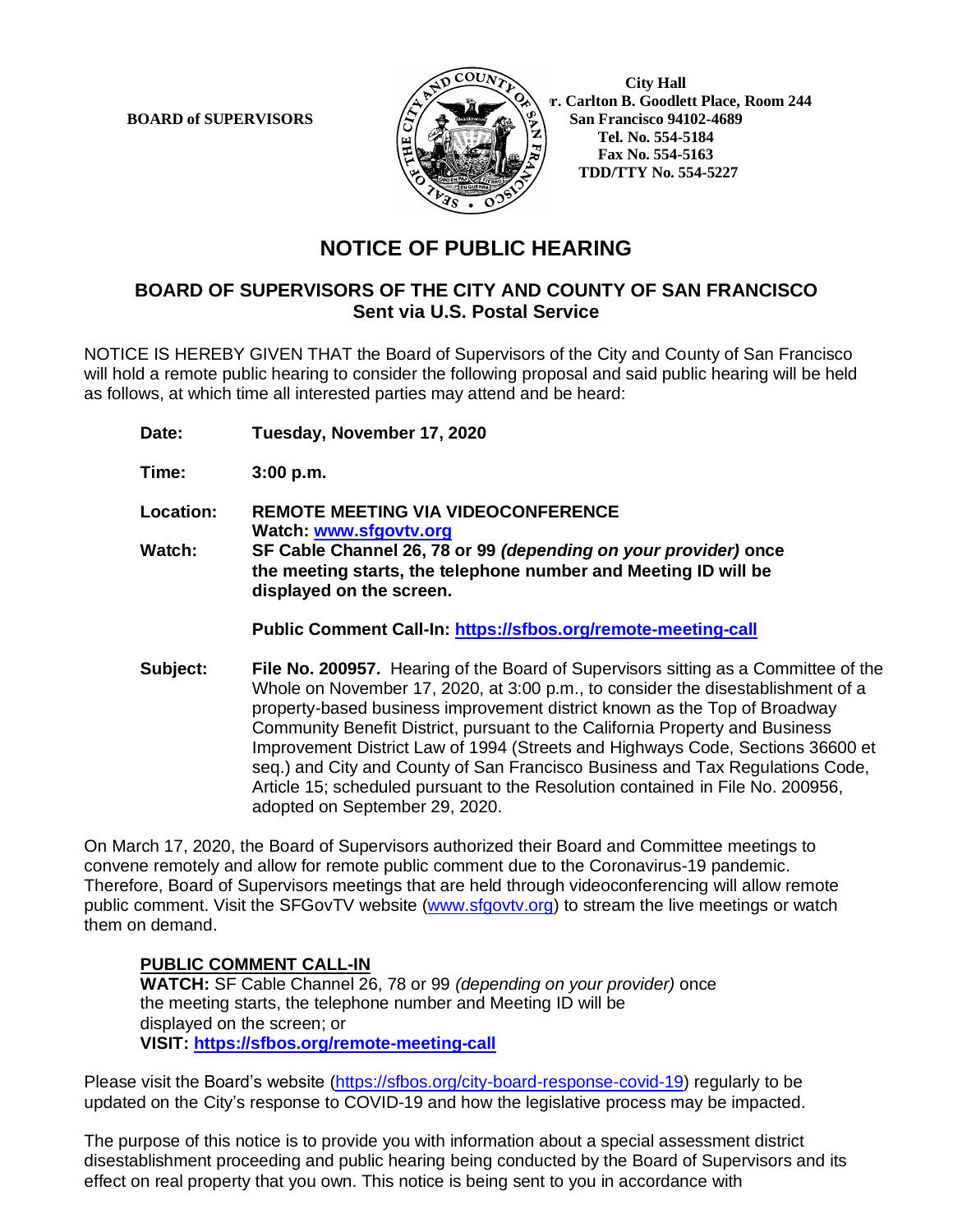**BOARD of SUPERVISORS**

**City Hall**
**r. Carlton B. Goodlett Place, Room 244**
**San Francisco 94102-4689**
**Tel. No. 554-5184**
**Fax No. 554-5163**
**TDD/TTY No. 554-5227**

# NOTICE OF PUBLIC HEARING

## BOARD OF SUPERVISORS OF THE CITY AND COUNTY OF SAN FRANCISCO
## Sent via U.S. Postal Service

NOTICE IS HEREBY GIVEN THAT the Board of Supervisors of the City and County of San Francisco will hold a remote public hearing to consider the following proposal and said public hearing will be held as follows, at which time all interested parties may attend and be heard:

**Date:** **Tuesday, November 17, 2020**

**Time:** **3:00 p.m.**

**Location:** **REMOTE MEETING VIA VIDEOCONFERENCE**
**Watch: www.sfgovtv.org**

**Watch:** **SF Cable Channel 26, 78 or 99 *(depending on your provider)* once the meeting starts, the telephone number and Meeting ID will be displayed on the screen.**

**Public Comment Call-In: https://sfbos.org/remote-meeting-call**

**Subject:** **File No. 200957.** Hearing of the Board of Supervisors sitting as a Committee of the Whole on November 17, 2020, at 3:00 p.m., to consider the disestablishment of a property-based business improvement district known as the Top of Broadway Community Benefit District, pursuant to the California Property and Business Improvement District Law of 1994 (Streets and Highways Code, Sections 36600 et seq.) and City and County of San Francisco Business and Tax Regulations Code, Article 15; scheduled pursuant to the Resolution contained in File No. 200956, adopted on September 29, 2020.

On March 17, 2020, the Board of Supervisors authorized their Board and Committee meetings to convene remotely and allow for remote public comment due to the Coronavirus-19 pandemic. Therefore, Board of Supervisors meetings that are held through videoconferencing will allow remote public comment. Visit the SFGovTV website (www.sfgovtv.org) to stream the live meetings or watch them on demand.

**PUBLIC COMMENT CALL-IN**
**WATCH:** SF Cable Channel 26, 78 or 99 *(depending on your provider)* once the meeting starts, the telephone number and Meeting ID will be displayed on the screen; or
**VISIT: https://sfbos.org/remote-meeting-call**

Please visit the Board's website (https://sfbos.org/city-board-response-covid-19) regularly to be updated on the City's response to COVID-19 and how the legislative process may be impacted.

The purpose of this notice is to provide you with information about a special assessment district disestablishment proceeding and public hearing being conducted by the Board of Supervisors and its effect on real property that you own. This notice is being sent to you in accordance with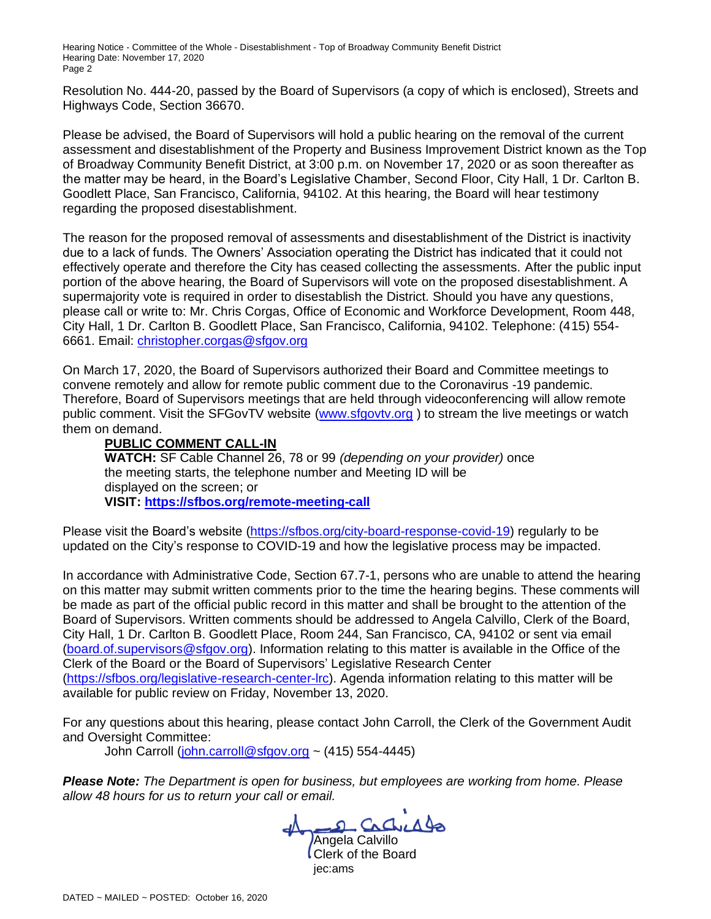Resolution No. 444-20, passed by the Board of Supervisors (a copy of which is enclosed), Streets and Highways Code, Section 36670.

Please be advised, the Board of Supervisors will hold a public hearing on the removal of the current assessment and disestablishment of the Property and Business Improvement District known as the Top of Broadway Community Benefit District, at 3:00 p.m. on November 17, 2020 or as soon thereafter as the matter may be heard, in the Board's Legislative Chamber, Second Floor, City Hall, 1 Dr. Carlton B. Goodlett Place, San Francisco, California, 94102. At this hearing, the Board will hear testimony regarding the proposed disestablishment.

The reason for the proposed removal of assessments and disestablishment of the District is inactivity due to a lack of funds. The Owners' Association operating the District has indicated that it could not effectively operate and therefore the City has ceased collecting the assessments. After the public input portion of the above hearing, the Board of Supervisors will vote on the proposed disestablishment. A supermajority vote is required in order to disestablish the District. Should you have any questions, please call or write to: Mr. Chris Corgas, Office of Economic and Workforce Development, Room 448, City Hall, 1 Dr. Carlton B. Goodlett Place, San Francisco, California, 94102. Telephone: (415) 554-6661. Email: christopher.corgas@sfgov.org

On March 17, 2020, the Board of Supervisors authorized their Board and Committee meetings to convene remotely and allow for remote public comment due to the Coronavirus -19 pandemic. Therefore, Board of Supervisors meetings that are held through videoconferencing will allow remote public comment. Visit the SFGovTV website (www.sfgovtv.org ) to stream the live meetings or watch them on demand.

**PUBLIC COMMENT CALL-IN**
**WATCH:** SF Cable Channel 26, 78 or 99 *(depending on your provider)* once the meeting starts, the telephone number and Meeting ID will be displayed on the screen; or
**VISIT: https://sfbos.org/remote-meeting-call**

Please visit the Board's website (https://sfbos.org/city-board-response-covid-19) regularly to be updated on the City's response to COVID-19 and how the legislative process may be impacted.

In accordance with Administrative Code, Section 67.7-1, persons who are unable to attend the hearing on this matter may submit written comments prior to the time the hearing begins. These comments will be made as part of the official public record in this matter and shall be brought to the attention of the Board of Supervisors. Written comments should be addressed to Angela Calvillo, Clerk of the Board, City Hall, 1 Dr. Carlton B. Goodlett Place, Room 244, San Francisco, CA, 94102 or sent via email (board.of.supervisors@sfgov.org). Information relating to this matter is available in the Office of the Clerk of the Board or the Board of Supervisors' Legislative Research Center (https://sfbos.org/legislative-research-center-lrc). Agenda information relating to this matter will be available for public review on Friday, November 13, 2020.

For any questions about this hearing, please contact John Carroll, the Clerk of the Government Audit and Oversight Committee:
John Carroll (john.carroll@sfgov.org ~ (415) 554-4445)

***Please Note:*** *The Department is open for business, but employees are working from home. Please allow 48 hours for us to return your call or email.*

Angela Calvillo
Clerk of the Board
jec:ams

DATED ~ MAILED ~ POSTED: October 16, 2020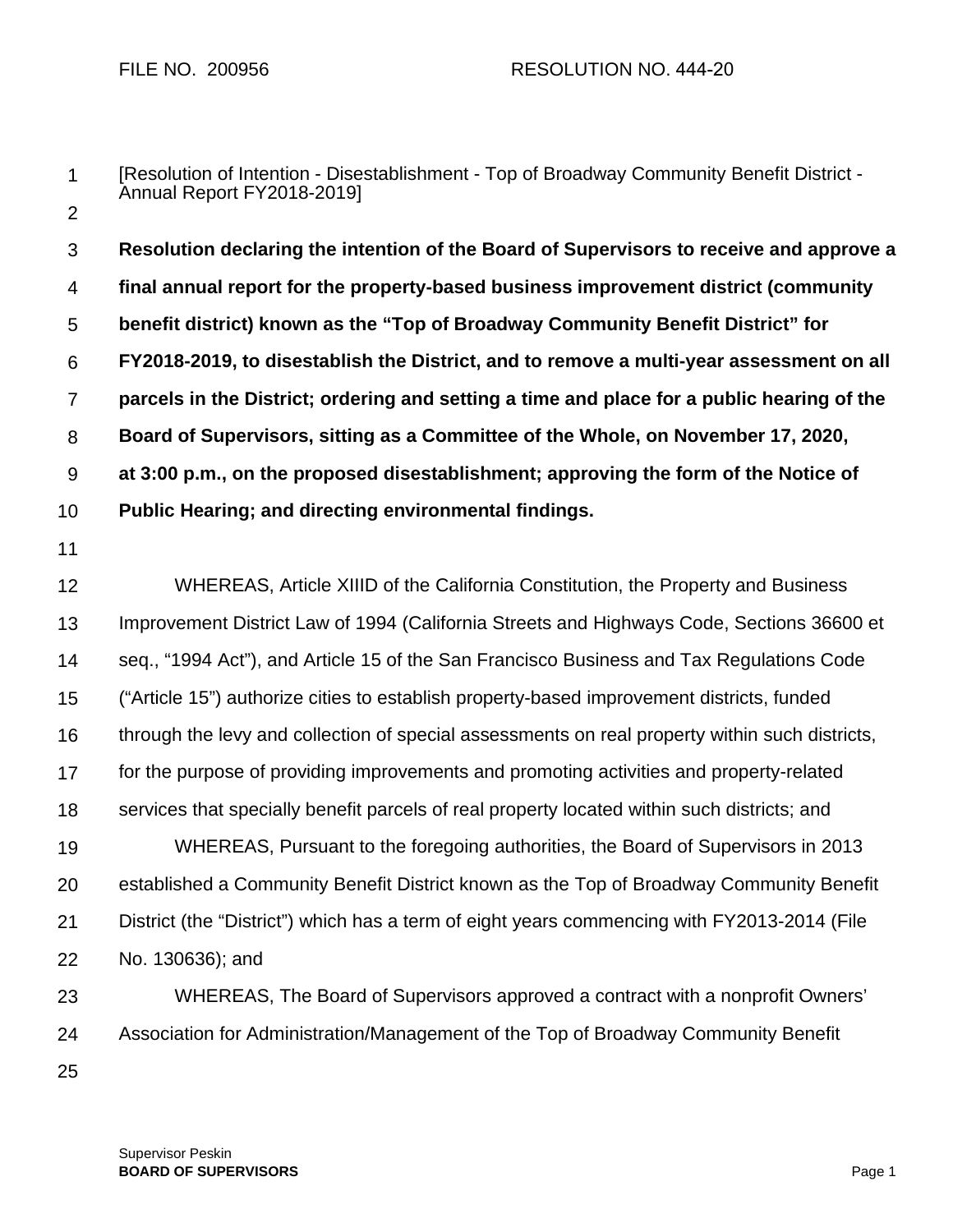FILE NO. 200956 RESOLUTION NO. 444-20

[Resolution of Intention - Disestablishment - Top of Broadway Community Benefit District - Annual Report FY2018-2019]

**Resolution declaring the intention of the Board of Supervisors to receive and approve a final annual report for the property-based business improvement district (community benefit district) known as the "Top of Broadway Community Benefit District" for FY2018-2019, to disestablish the District, and to remove a multi-year assessment on all parcels in the District; ordering and setting a time and place for a public hearing of the Board of Supervisors, sitting as a Committee of the Whole, on November 17, 2020, at 3:00 p.m., on the proposed disestablishment; approving the form of the Notice of Public Hearing; and directing environmental findings.**

WHEREAS, Article XIIID of the California Constitution, the Property and Business Improvement District Law of 1994 (California Streets and Highways Code, Sections 36600 et seq., "1994 Act"), and Article 15 of the San Francisco Business and Tax Regulations Code ("Article 15") authorize cities to establish property-based improvement districts, funded through the levy and collection of special assessments on real property within such districts, for the purpose of providing improvements and promoting activities and property-related services that specially benefit parcels of real property located within such districts; and

WHEREAS, Pursuant to the foregoing authorities, the Board of Supervisors in 2013 established a Community Benefit District known as the Top of Broadway Community Benefit District (the "District") which has a term of eight years commencing with FY2013-2014 (File No. 130636); and

WHEREAS, The Board of Supervisors approved a contract with a nonprofit Owners' Association for Administration/Management of the Top of Broadway Community Benefit

Supervisor Peskin
**BOARD OF SUPERVISORS**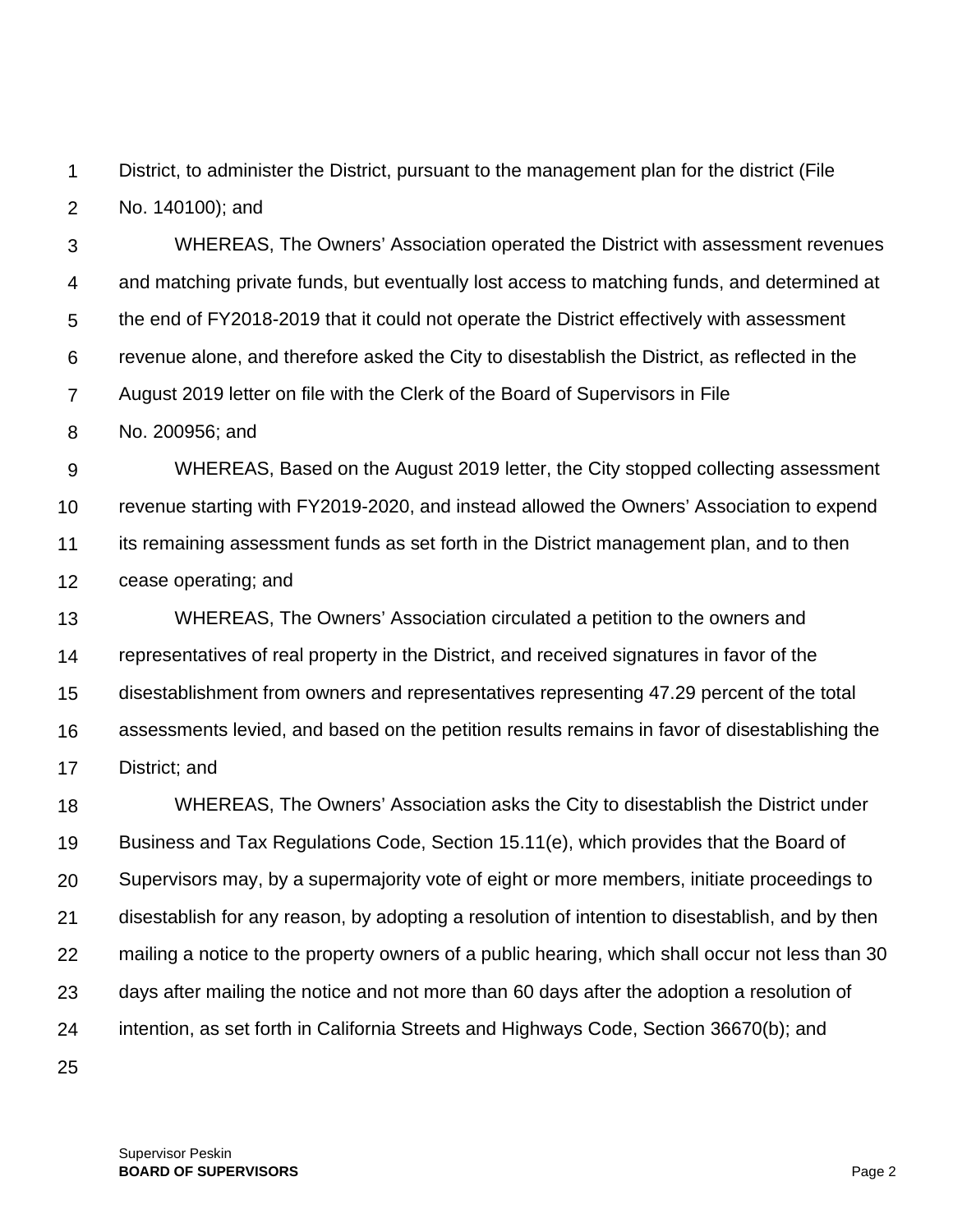District, to administer the District, pursuant to the management plan for the district (File No. 140100); and

WHEREAS, The Owners' Association operated the District with assessment revenues and matching private funds, but eventually lost access to matching funds, and determined at the end of FY2018-2019 that it could not operate the District effectively with assessment revenue alone, and therefore asked the City to disestablish the District, as reflected in the August 2019 letter on file with the Clerk of the Board of Supervisors in File No. 200956; and

WHEREAS, Based on the August 2019 letter, the City stopped collecting assessment revenue starting with FY2019-2020, and instead allowed the Owners' Association to expend its remaining assessment funds as set forth in the District management plan, and to then cease operating; and

WHEREAS, The Owners' Association circulated a petition to the owners and representatives of real property in the District, and received signatures in favor of the disestablishment from owners and representatives representing 47.29 percent of the total assessments levied, and based on the petition results remains in favor of disestablishing the District; and

WHEREAS, The Owners' Association asks the City to disestablish the District under Business and Tax Regulations Code, Section 15.11(e), which provides that the Board of Supervisors may, by a supermajority vote of eight or more members, initiate proceedings to disestablish for any reason, by adopting a resolution of intention to disestablish, and by then mailing a notice to the property owners of a public hearing, which shall occur not less than 30 days after mailing the notice and not more than 60 days after the adoption a resolution of intention, as set forth in California Streets and Highways Code, Section 36670(b); and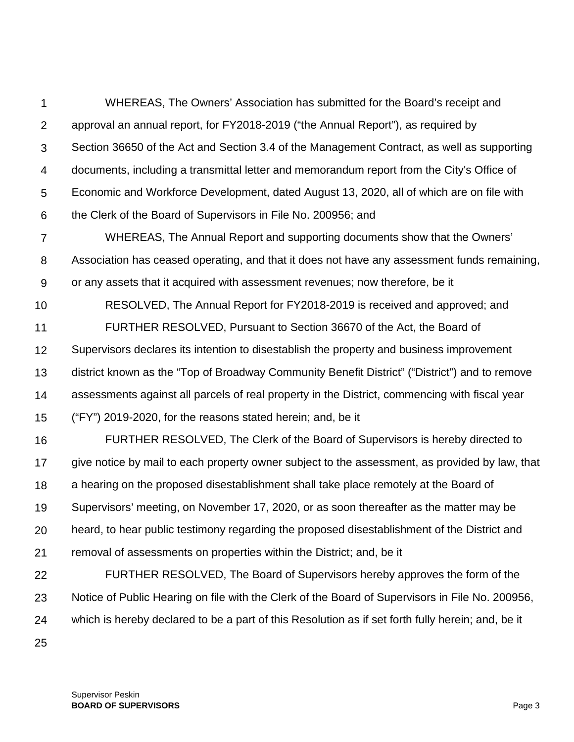WHEREAS, The Owners' Association has submitted for the Board's receipt and approval an annual report, for FY2018-2019 ("the Annual Report"), as required by Section 36650 of the Act and Section 3.4 of the Management Contract, as well as supporting documents, including a transmittal letter and memorandum report from the City's Office of Economic and Workforce Development, dated August 13, 2020, all of which are on file with the Clerk of the Board of Supervisors in File No. 200956; and

WHEREAS, The Annual Report and supporting documents show that the Owners' Association has ceased operating, and that it does not have any assessment funds remaining, or any assets that it acquired with assessment revenues; now therefore, be it

RESOLVED, The Annual Report for FY2018-2019 is received and approved; and

FURTHER RESOLVED, Pursuant to Section 36670 of the Act, the Board of Supervisors declares its intention to disestablish the property and business improvement district known as the "Top of Broadway Community Benefit District" ("District") and to remove assessments against all parcels of real property in the District, commencing with fiscal year ("FY") 2019-2020, for the reasons stated herein; and, be it

FURTHER RESOLVED, The Clerk of the Board of Supervisors is hereby directed to give notice by mail to each property owner subject to the assessment, as provided by law, that a hearing on the proposed disestablishment shall take place remotely at the Board of Supervisors' meeting, on November 17, 2020, or as soon thereafter as the matter may be heard, to hear public testimony regarding the proposed disestablishment of the District and removal of assessments on properties within the District; and, be it

FURTHER RESOLVED, The Board of Supervisors hereby approves the form of the Notice of Public Hearing on file with the Clerk of the Board of Supervisors in File No. 200956, which is hereby declared to be a part of this Resolution as if set forth fully herein; and, be it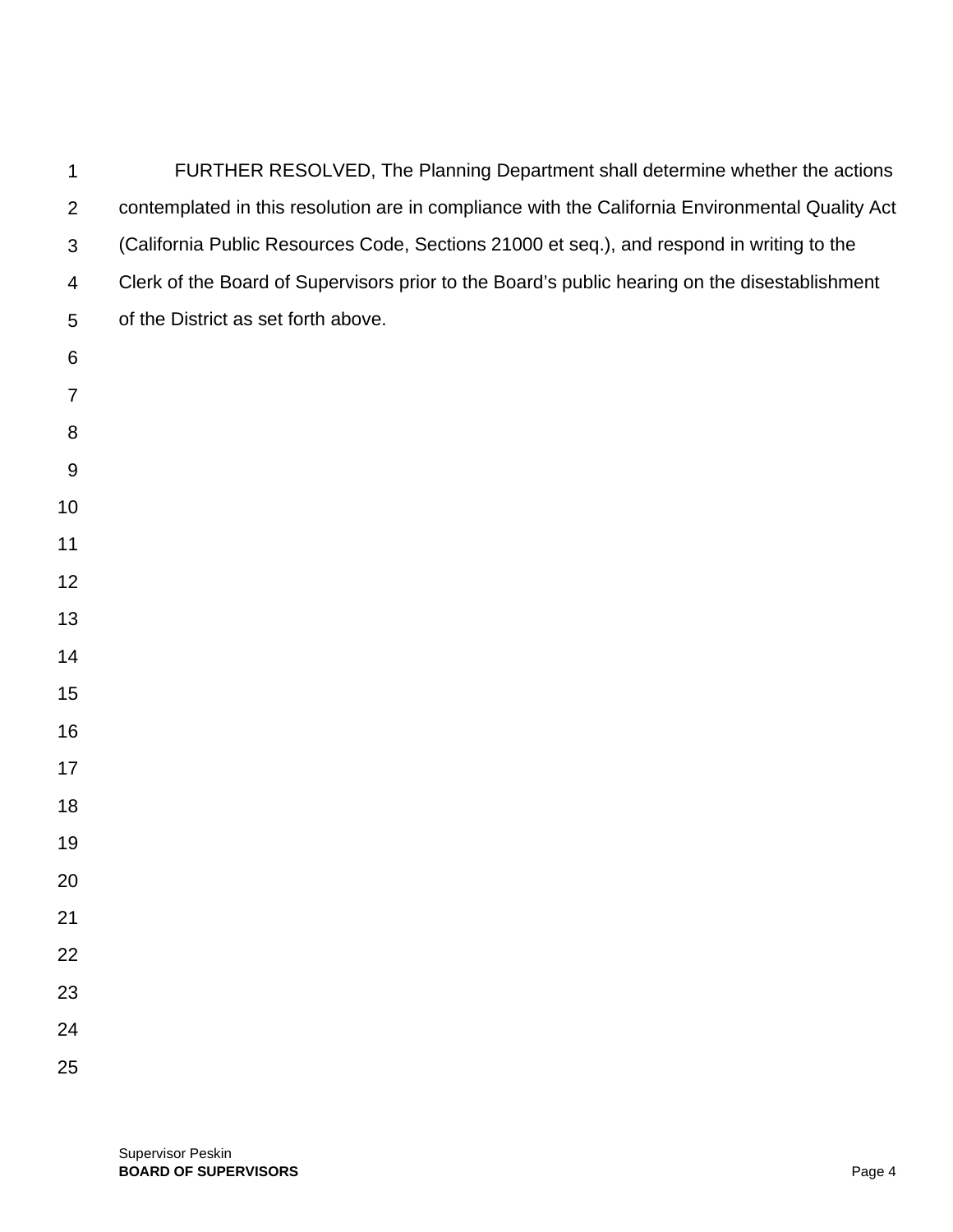FURTHER RESOLVED, The Planning Department shall determine whether the actions contemplated in this resolution are in compliance with the California Environmental Quality Act (California Public Resources Code, Sections 21000 et seq.), and respond in writing to the Clerk of the Board of Supervisors prior to the Board's public hearing on the disestablishment of the District as set forth above.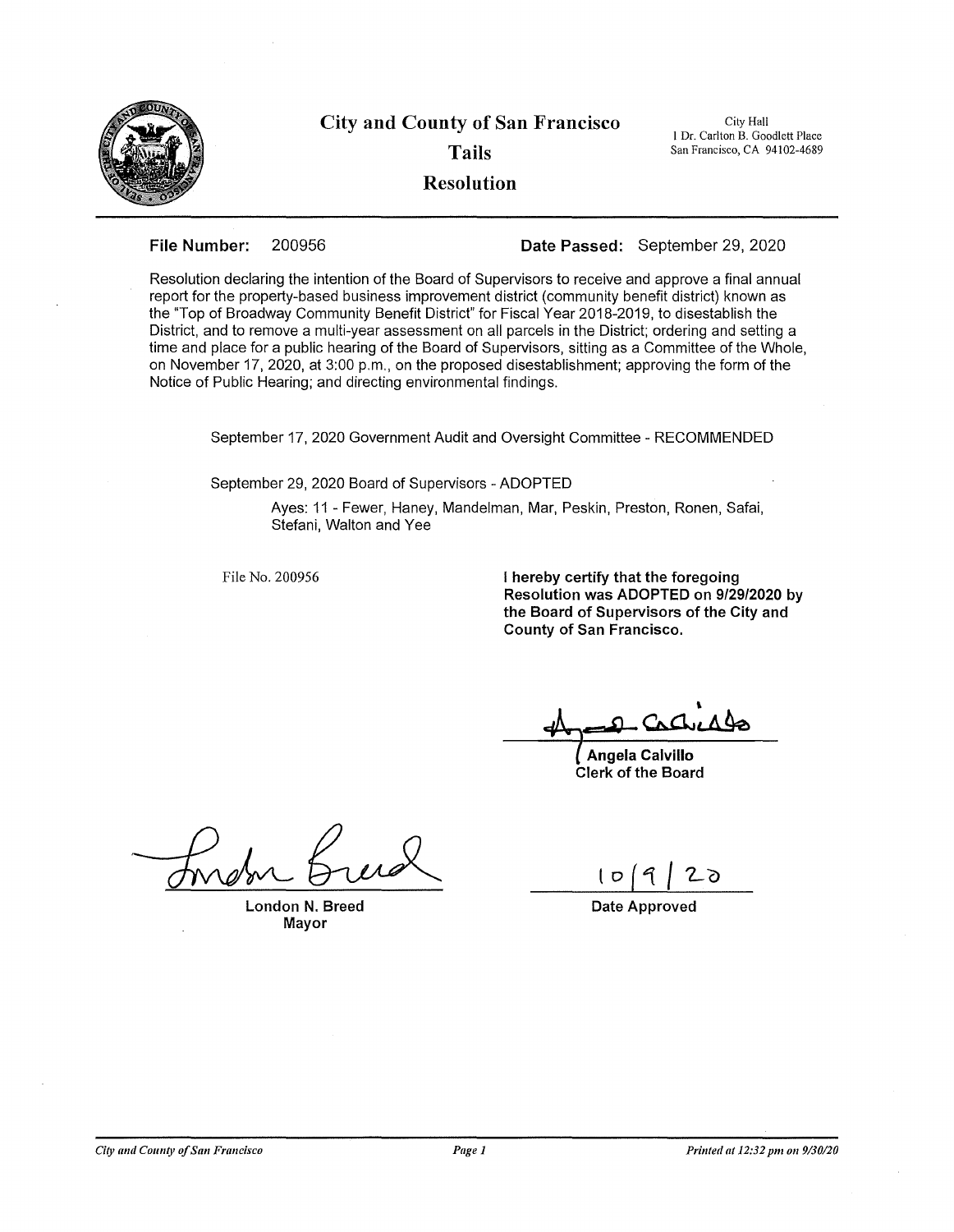# City and County of San Francisco

## Tails

## Resolution

City Hall
1 Dr. Carlton B. Goodlett Place
San Francisco, CA 94102-4689

**File Number:** 200956 **Date Passed:** September 29, 2020

Resolution declaring the intention of the Board of Supervisors to receive and approve a final annual report for the property-based business improvement district (community benefit district) known as the "Top of Broadway Community Benefit District" for Fiscal Year 2018-2019, to disestablish the District, and to remove a multi-year assessment on all parcels in the District; ordering and setting a time and place for a public hearing of the Board of Supervisors, sitting as a Committee of the Whole, on November 17, 2020, at 3:00 p.m., on the proposed disestablishment; approving the form of the Notice of Public Hearing; and directing environmental findings.

September 17, 2020 Government Audit and Oversight Committee - RECOMMENDED

September 29, 2020 Board of Supervisors - ADOPTED

Ayes: 11 - Fewer, Haney, Mandelman, Mar, Peskin, Preston, Ronen, Safai, Stefani, Walton and Yee

File No. 200956

**I hereby certify that the foregoing Resolution was ADOPTED on 9/29/2020 by the Board of Supervisors of the City and County of San Francisco.**

**Angela Calvillo**
**Clerk of the Board**

**London N. Breed**
**Mayor**

10/9/20
**Date Approved**